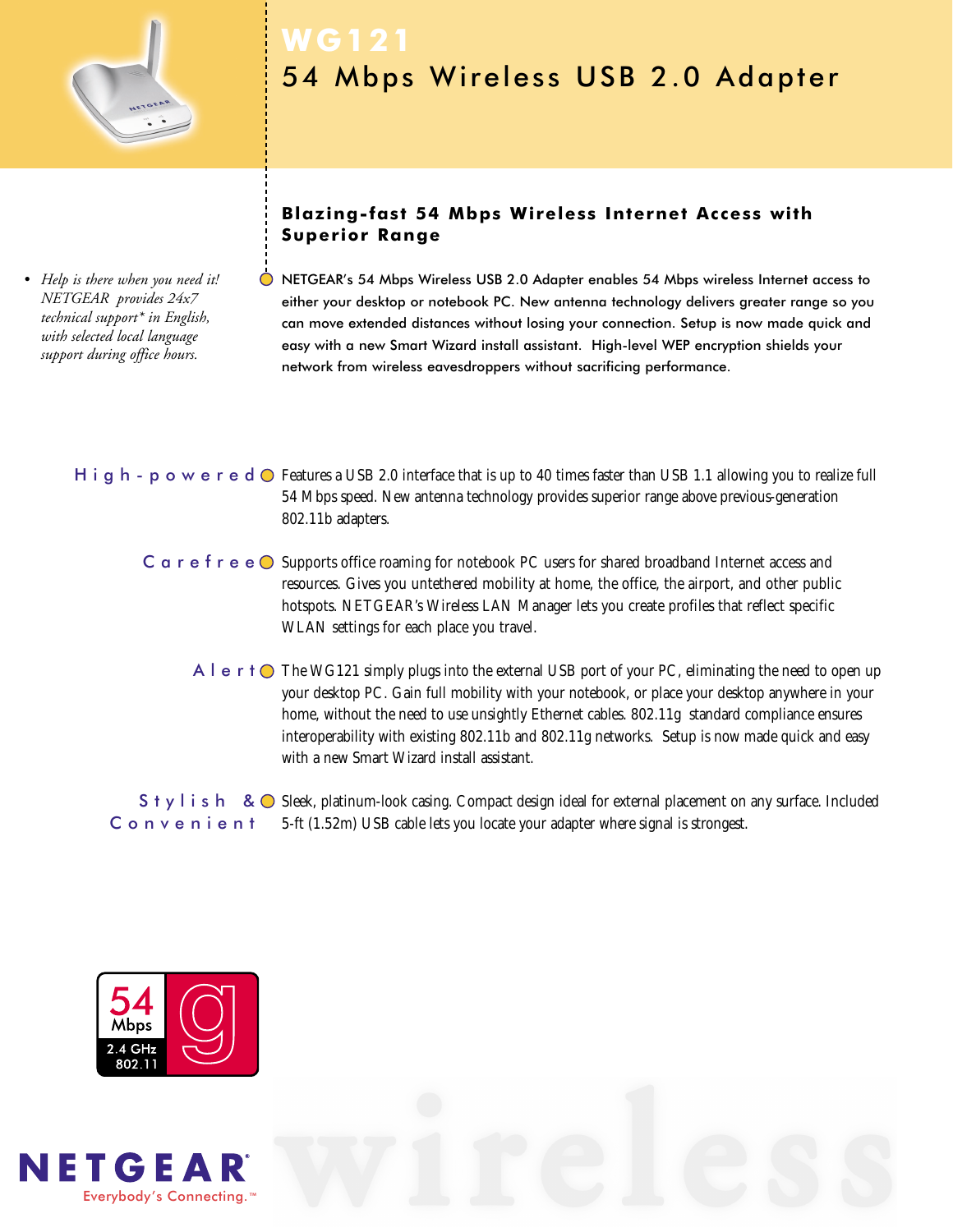# WG121

## 54 Mbps Wireless USB 2.0 Adapter

### Blazing-fast 54 Mbps Wireless Internet Access with Superior Range

- *Help is there when you need it! NETGEAR provides 24x7 technical support* in English, with selected local language support during office hours.*

NETGEAR's 54 Mbps Wireless USB 2.0 Adapter enables 54 Mbps wireless Internet access to either your desktop or notebook PC. New antenna technology delivers greater range so you can move extended distances without losing your connection. Setup is now made quick and easy with a new Smart Wizard install assistant. High-level WEP encryption shields your network from wireless eavesdroppers without sacrificing performance.

**High-powered** Features a USB 2.0 interface that is up to 40 times faster than USB 1.1 allowing you to realize full 54 Mbps speed. New antenna technology provides superior range above previous-generation 802.11b adapters.

**Carefree** Supports office roaming for notebook PC users for shared broadband Internet access and resources. Gives you untethered mobility at home, the office, the airport, and other public hotspots. NETGEAR's Wireless LAN Manager lets you create profiles that reflect specific WLAN settings for each place you travel.

**Alert** The WG121 simply plugs into the external USB port of your PC, eliminating the need to open up your desktop PC. Gain full mobility with your notebook, or place your desktop anywhere in your home, without the need to use unsightly Ethernet cables. 802.11g standard compliance ensures interoperability with existing 802.11b and 802.11g networks. Setup is now made quick and easy with a new Smart Wizard install assistant.

**Stylish & Convenient** Sleek, platinum-look casing. Compact design ideal for external placement on any surface. Included 5-ft (1.52m) USB cable lets you locate your adapter where signal is strongest.

54 Mbps 2.4 GHz 802.11 g

NETGEAR
Everybody's Connecting.™

wireless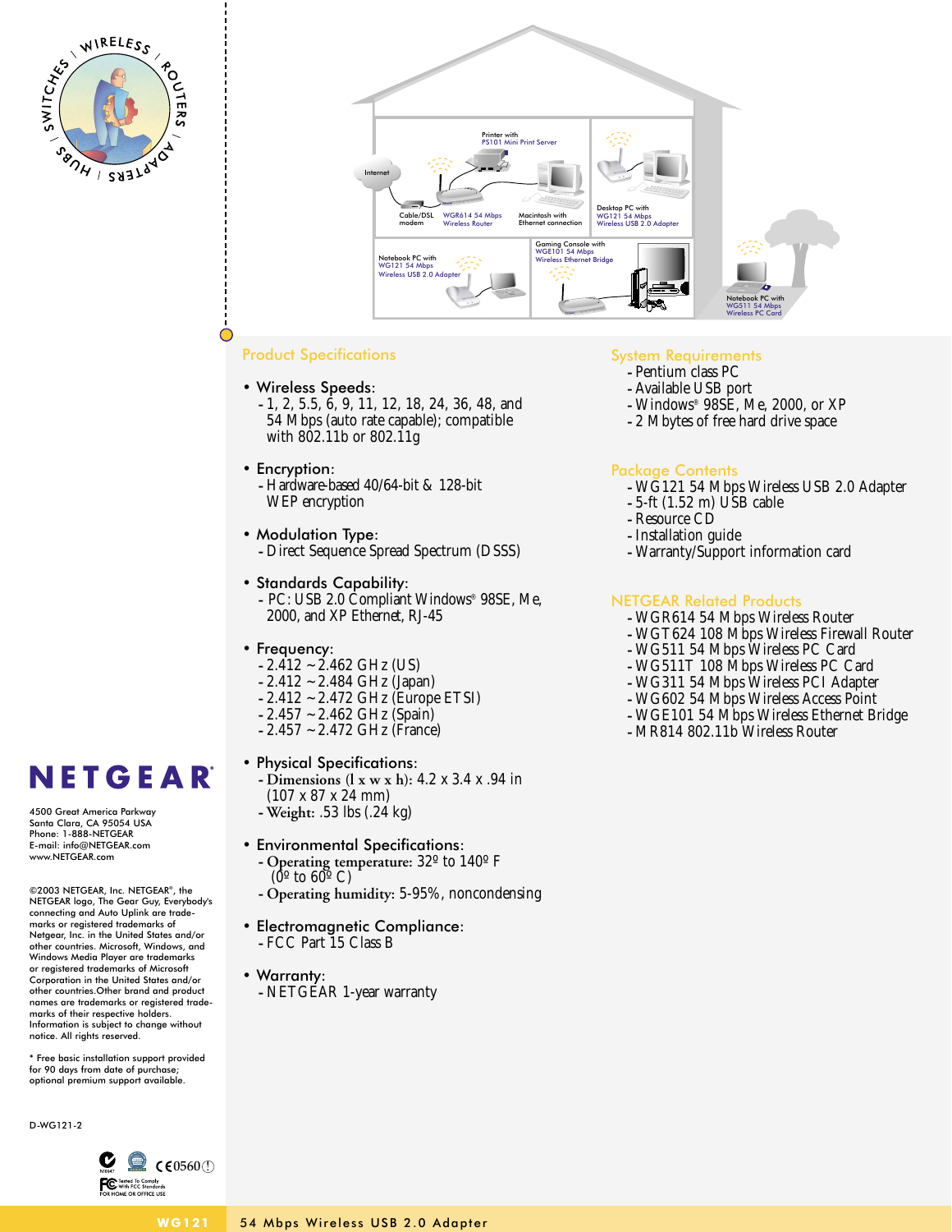Printer with
PS101 Mini Print Server

Internet

Cable/DSL modem

WGR614 54 Mbps Wireless Router

Macintosh with Ethernet connection

Desktop PC with
WG121 54 Mbps
Wireless USB 2.0 Adapter

Notebook PC with
WG121 54 Mbps
Wireless USB 2.0 Adapter

Gaming Console with
WGE101 54 Mbps
Wireless Ethernet Bridge

Notebook PC with
WG511 54 Mbps
Wireless PC Card

## Product Specifications

- **Wireless Speeds:**
  - 1, 2, 5.5, 6, 9, 11, 12, 18, 24, 36, 48, and 54 Mbps (auto rate capable); compatible with 802.11b or 802.11g
- **Encryption:**
  - Hardware-based 40/64-bit & 128-bit WEP encryption
- **Modulation Type:**
  - Direct Sequence Spread Spectrum (DSSS)
- **Standards Capability:**
  - PC: USB 2.0 Compliant Windows® 98SE, Me, 2000, and XP Ethernet, RJ-45
- **Frequency:**
  - 2.412 ~ 2.462 GHz (US)
  - 2.412 ~ 2.484 GHz (Japan)
  - 2.412 ~ 2.472 GHz (Europe ETSI)
  - 2.457 ~ 2.462 GHz (Spain)
  - 2.457 ~ 2.472 GHz (France)
- **Physical Specifications:**
  - Dimensions (l x w x h): 4.2 x 3.4 x .94 in (107 x 87 x 24 mm)
  - Weight: .53 lbs (.24 kg)
- **Environmental Specifications:**
  - Operating temperature: 32º to 140º F (0º to 60º C)
  - Operating humidity: 5-95%, noncondensing
- **Electromagnetic Compliance:**
  - FCC Part 15 Class B
- **Warranty:**
  - NETGEAR 1-year warranty

## System Requirements

- Pentium class PC
- Available USB port
- Windows® 98SE, Me, 2000, or XP
- 2 Mbytes of free hard drive space

## Package Contents

- WG121 54 Mbps Wireless USB 2.0 Adapter
- 5-ft (1.52 m) USB cable
- Resource CD
- Installation guide
- Warranty/Support information card

## NETGEAR Related Products

- WGR614 54 Mbps Wireless Router
- WGT624 108 Mbps Wireless Firewall Router
- WG511 54 Mbps Wireless PC Card
- WG511T 108 Mbps Wireless PC Card
- WG311 54 Mbps Wireless PCI Adapter
- WG602 54 Mbps Wireless Access Point
- WGE101 54 Mbps Wireless Ethernet Bridge
- MR814 802.11b Wireless Router

**NETGEAR®**

4500 Great America Parkway
Santa Clara, CA 95054 USA
Phone: 1-888-NETGEAR
E-mail: info@NETGEAR.com
www.NETGEAR.com

©2003 NETGEAR, Inc. NETGEAR®, the NETGEAR logo, The Gear Guy, Everybody's connecting and Auto Uplink are trademarks or registered trademarks of Netgear, Inc. in the United States and/or other countries. Microsoft, Windows, and Windows Media Player are trademarks or registered trademarks of Microsoft Corporation in the United States and/or other countries.Other brand and product names are trademarks or registered trademarks of their respective holders. Information is subject to change without notice. All rights reserved.

* Free basic installation support provided for 90 days from date of purchase; optional premium support available.

D-WG121-2

N10647 CE0560 Tested To Comply With FCC Standards FOR HOME OR OFFICE USE

**WG121** 54 Mbps Wireless USB 2.0 Adapter